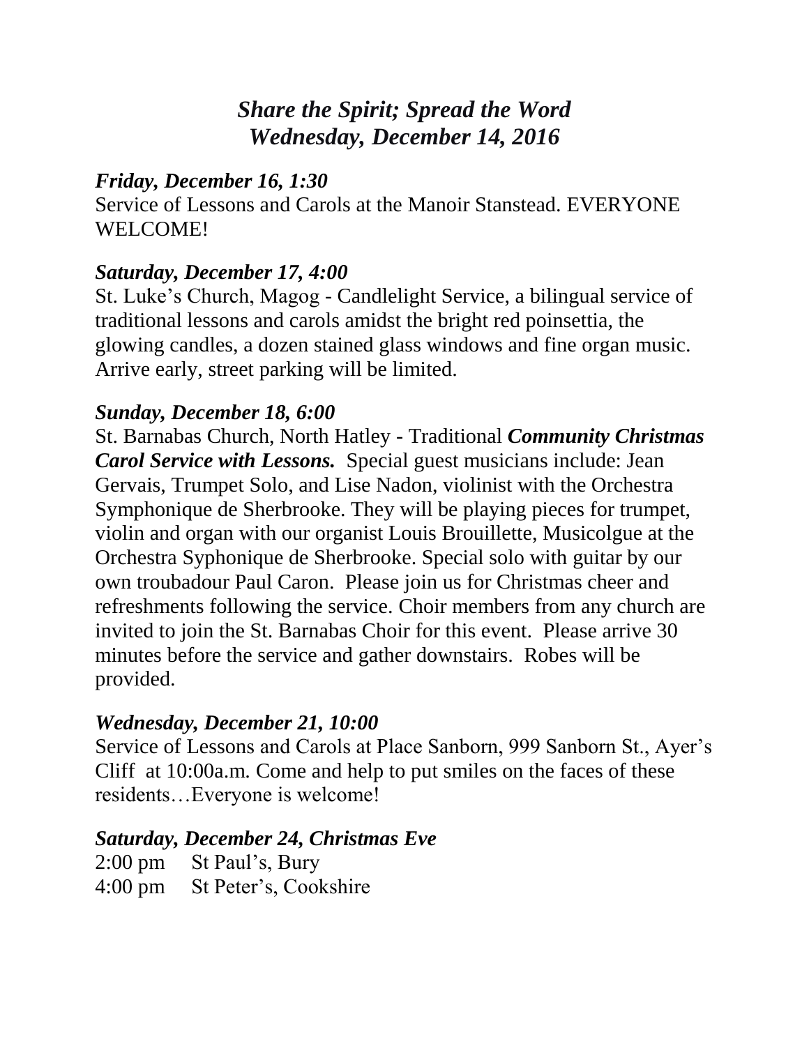# *Share the Spirit; Spread the Word*
# *Wednesday, December 14, 2016*

***Friday, December 16, 1:30***

Service of Lessons and Carols at the Manoir Stanstead. EVERYONE WELCOME!

***Saturday, December 17, 4:00***

St. Luke's Church, Magog - Candlelight Service, a bilingual service of traditional lessons and carols amidst the bright red poinsettia, the glowing candles, a dozen stained glass windows and fine organ music. Arrive early, street parking will be limited.

***Sunday, December 18, 6:00***

St. Barnabas Church, North Hatley - Traditional ***Community Christmas Carol Service with Lessons.*** Special guest musicians include: Jean Gervais, Trumpet Solo, and Lise Nadon, violinist with the Orchestra Symphonique de Sherbrooke. They will be playing pieces for trumpet, violin and organ with our organist Louis Brouillette, Musicolgue at the Orchestra Syphonique de Sherbrooke. Special solo with guitar by our own troubadour Paul Caron. Please join us for Christmas cheer and refreshments following the service. Choir members from any church are invited to join the St. Barnabas Choir for this event. Please arrive 30 minutes before the service and gather downstairs. Robes will be provided.

***Wednesday, December 21, 10:00***

Service of Lessons and Carols at Place Sanborn, 999 Sanborn St., Ayer's Cliff at 10:00a.m. Come and help to put smiles on the faces of these residents…Everyone is welcome!

***Saturday, December 24, Christmas Eve***

2:00 pm St Paul's, Bury
4:00 pm St Peter's, Cookshire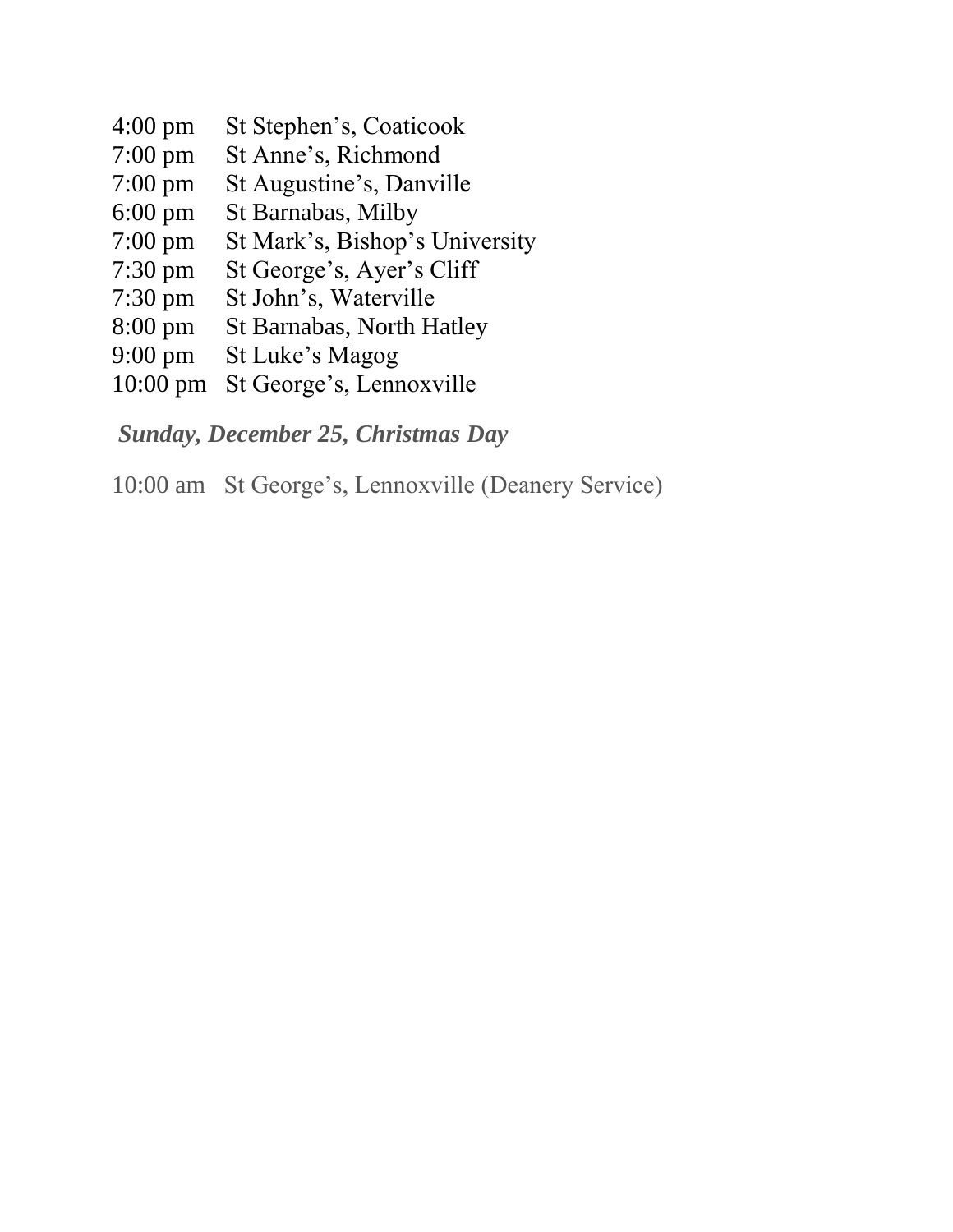4:00 pm St Stephen's, Coaticook  
7:00 pm St Anne's, Richmond  
7:00 pm St Augustine's, Danville  
6:00 pm St Barnabas, Milby  
7:00 pm St Mark's, Bishop's University  
7:30 pm St George's, Ayer's Cliff  
7:30 pm St John's, Waterville  
8:00 pm St Barnabas, North Hatley  
9:00 pm St Luke's Magog  
10:00 pm St George's, Lennoxville

***Sunday, December 25, Christmas Day***

10:00 am St George's, Lennoxville (Deanery Service)